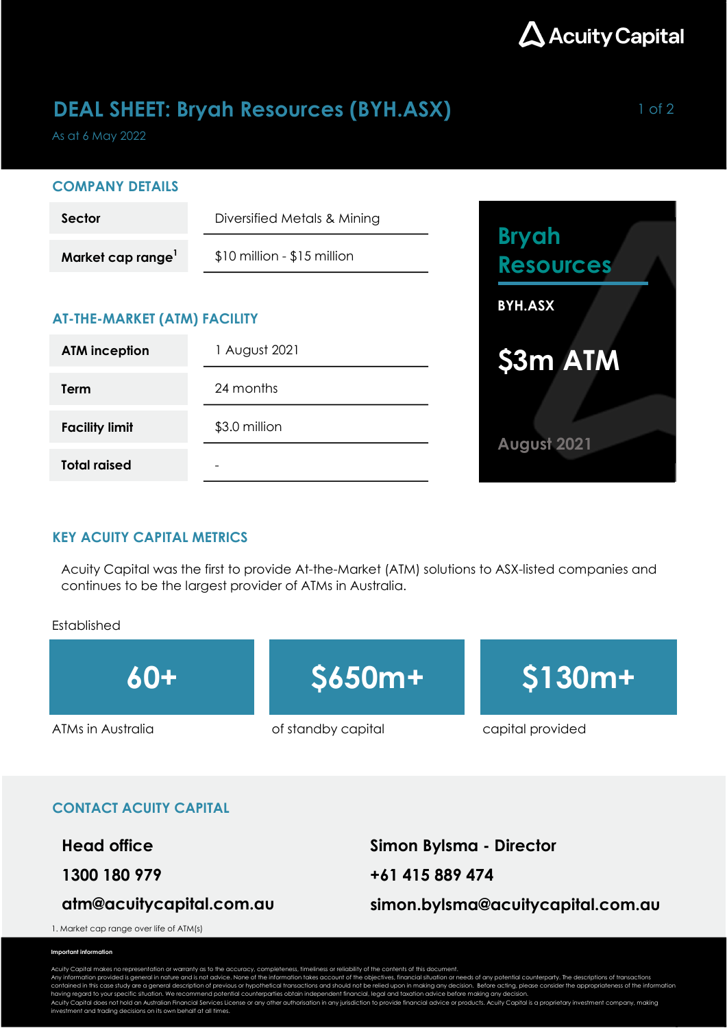Acuity Capital

# DEAL SHEET: Bryah Resources (BYH.ASX)

As at 6 May 2022

## COMPANY DETAILS

| | |
|---|---|
| **Sector** | Diversified Metals & Mining |
| **Market cap range**[1] | $10 million - $15 million |

## AT-THE-MARKET (ATM) FACILITY

| | |
|---|---|
| **ATM inception** | 1 August 2021 |
| **Term** | 24 months |
| **Facility limit** | $3.0 million |
| **Total raised** | - |

**Bryah Resources**

**BYH.ASX**

**$3m ATM**

**August 2021**

## KEY ACUITY CAPITAL METRICS

Acuity Capital was the first to provide At-the-Market (ATM) solutions to ASX-listed companies and continues to be the largest provider of ATMs in Australia.

Established

| **60+** | **$650m+** | **$130m+** |
|---|---|---|
| ATMs in Australia | of standby capital | capital provided |

## CONTACT ACUITY CAPITAL

**Head office**

**1300 180 979**

**atm@acuitycapital.com.au**

**Simon Bylsma - Director**

**+61 415 889 474**

**simon.bylsma@acuitycapital.com.au**

1. Market cap range over life of ATM(s)

**Important information**

Acuity Capital makes no representation or warranty as to the accuracy, completeness, timeliness or reliability of the contents of this document.
Any information provided is general in nature and is not advice. None of the information takes account of the objectives, financial situation or needs of any potential counterparty. The descriptions of transactions contained in this case study are a general description of previous or hypothetical transactions and should not be relied upon in making any decision. Before acting, please consider the appropriateness of the information having regard to your specific situation. We recommend potential counterparties obtain independent financial, legal and taxation advice before making any decision.
Acuity Capital does not hold an Australian Financial Services License or any other authorisation in any jurisdiction to provide financial advice or products. Acuity Capital is a proprietary investment company, making investment and trading decisions on its own behalf at all times.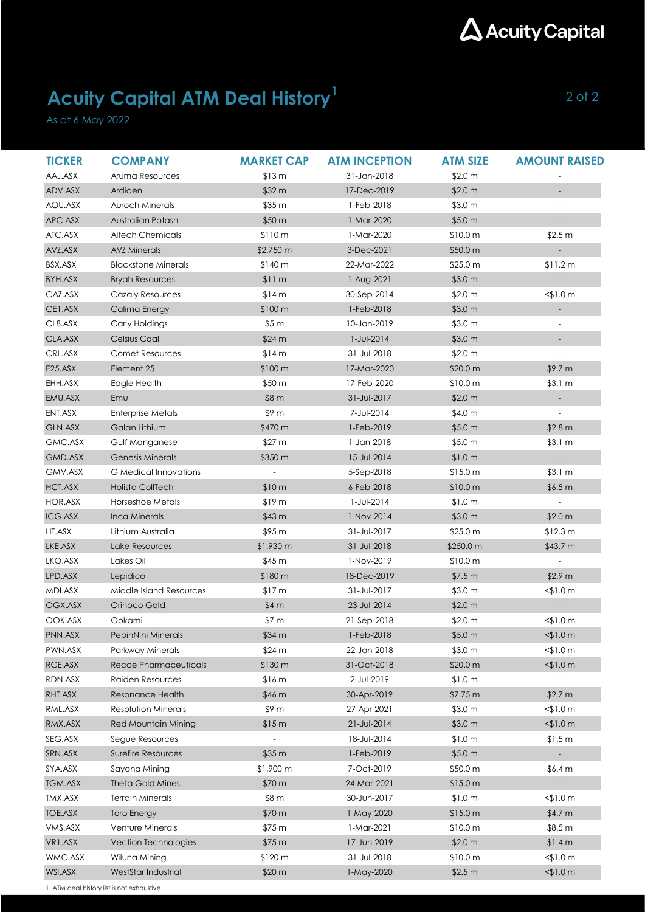# Acuity Capital ATM Deal History[1]

As at 6 May 2022

| TICKER | COMPANY | MARKET CAP | ATM INCEPTION | ATM SIZE | AMOUNT RAISED |
|---|---|---|---|---|---|
| AAJ.ASX | Aruma Resources | $13 m | 31-Jan-2018 | $2.0 m | - |
| ADV.ASX | Ardiden | $32 m | 17-Dec-2019 | $2.0 m | - |
| AOU.ASX | Auroch Minerals | $35 m | 1-Feb-2018 | $3.0 m | - |
| APC.ASX | Australian Potash | $50 m | 1-Mar-2020 | $5.0 m | - |
| ATC.ASX | Altech Chemicals | $110 m | 1-Mar-2020 | $10.0 m | $2.5 m |
| AVZ.ASX | AVZ Minerals | $2,750 m | 3-Dec-2021 | $50.0 m | - |
| BSX.ASX | Blackstone Minerals | $140 m | 22-Mar-2022 | $25.0 m | $11.2 m |
| BYH.ASX | Bryah Resources | $11 m | 1-Aug-2021 | $3.0 m | - |
| CAZ.ASX | Cazaly Resources | $14 m | 30-Sep-2014 | $2.0 m | <$1.0 m |
| CE1.ASX | Calima Energy | $100 m | 1-Feb-2018 | $3.0 m | - |
| CL8.ASX | Carly Holdings | $5 m | 10-Jan-2019 | $3.0 m | - |
| CLA.ASX | Celsius Coal | $24 m | 1-Jul-2014 | $3.0 m | - |
| CRL.ASX | Comet Resources | $14 m | 31-Jul-2018 | $2.0 m | - |
| E25.ASX | Element 25 | $100 m | 17-Mar-2020 | $20.0 m | $9.7 m |
| EHH.ASX | Eagle Health | $50 m | 17-Feb-2020 | $10.0 m | $3.1 m |
| EMU.ASX | Emu | $8 m | 31-Jul-2017 | $2.0 m | - |
| ENT.ASX | Enterprise Metals | $9 m | 7-Jul-2014 | $4.0 m | - |
| GLN.ASX | Galan Lithium | $470 m | 1-Feb-2019 | $5.0 m | $2.8 m |
| GMC.ASX | Gulf Manganese | $27 m | 1-Jan-2018 | $5.0 m | $3.1 m |
| GMD.ASX | Genesis Minerals | $350 m | 15-Jul-2014 | $1.0 m | - |
| GMV.ASX | G Medical Innovations | - | 5-Sep-2018 | $15.0 m | $3.1 m |
| HCT.ASX | Holista CollTech | $10 m | 6-Feb-2018 | $10.0 m | $6.5 m |
| HOR.ASX | Horseshoe Metals | $19 m | 1-Jul-2014 | $1.0 m | - |
| ICG.ASX | Inca Minerals | $43 m | 1-Nov-2014 | $3.0 m | $2.0 m |
| LIT.ASX | Lithium Australia | $95 m | 31-Jul-2017 | $25.0 m | $12.3 m |
| LKE.ASX | Lake Resources | $1,930 m | 31-Jul-2018 | $250.0 m | $43.7 m |
| LKO.ASX | Lakes Oil | $45 m | 1-Nov-2019 | $10.0 m | - |
| LPD.ASX | Lepidico | $180 m | 18-Dec-2019 | $7.5 m | $2.9 m |
| MDI.ASX | Middle Island Resources | $17 m | 31-Jul-2017 | $3.0 m | <$1.0 m |
| OGX.ASX | Orinoco Gold | $4 m | 23-Jul-2014 | $2.0 m | - |
| OOK.ASX | Ookami | $7 m | 21-Sep-2018 | $2.0 m | <$1.0 m |
| PNN.ASX | PepinNini Minerals | $34 m | 1-Feb-2018 | $5.0 m | <$1.0 m |
| PWN.ASX | Parkway Minerals | $24 m | 22-Jan-2018 | $3.0 m | <$1.0 m |
| RCE.ASX | Recce Pharmaceuticals | $130 m | 31-Oct-2018 | $20.0 m | <$1.0 m |
| RDN.ASX | Raiden Resources | $16 m | 2-Jul-2019 | $1.0 m | - |
| RHT.ASX | Resonance Health | $46 m | 30-Apr-2019 | $7.75 m | $2.7 m |
| RML.ASX | Resolution Minerals | $9 m | 27-Apr-2021 | $3.0 m | <$1.0 m |
| RMX.ASX | Red Mountain Mining | $15 m | 21-Jul-2014 | $3.0 m | <$1.0 m |
| SEG.ASX | Segue Resources | - | 18-Jul-2014 | $1.0 m | $1.5 m |
| SRN.ASX | Surefire Resources | $35 m | 1-Feb-2019 | $5.0 m | - |
| SYA.ASX | Sayona Mining | $1,900 m | 7-Oct-2019 | $50.0 m | $6.4 m |
| TGM.ASX | Theta Gold Mines | $70 m | 24-Mar-2021 | $15.0 m | - |
| TMX.ASX | Terrain Minerals | $8 m | 30-Jun-2017 | $1.0 m | <$1.0 m |
| TOE.ASX | Toro Energy | $70 m | 1-May-2020 | $15.0 m | $4.7 m |
| VMS.ASX | Venture Minerals | $75 m | 1-Mar-2021 | $10.0 m | $8.5 m |
| VR1.ASX | Vection Technologies | $75 m | 17-Jun-2019 | $2.0 m | $1.4 m |
| WMC.ASX | Wiluna Mining | $120 m | 31-Jul-2018 | $10.0 m | <$1.0 m |
| WSI.ASX | WestStar Industrial | $20 m | 1-May-2020 | $2.5 m | <$1.0 m |

1. ATM deal history list is not exhaustive